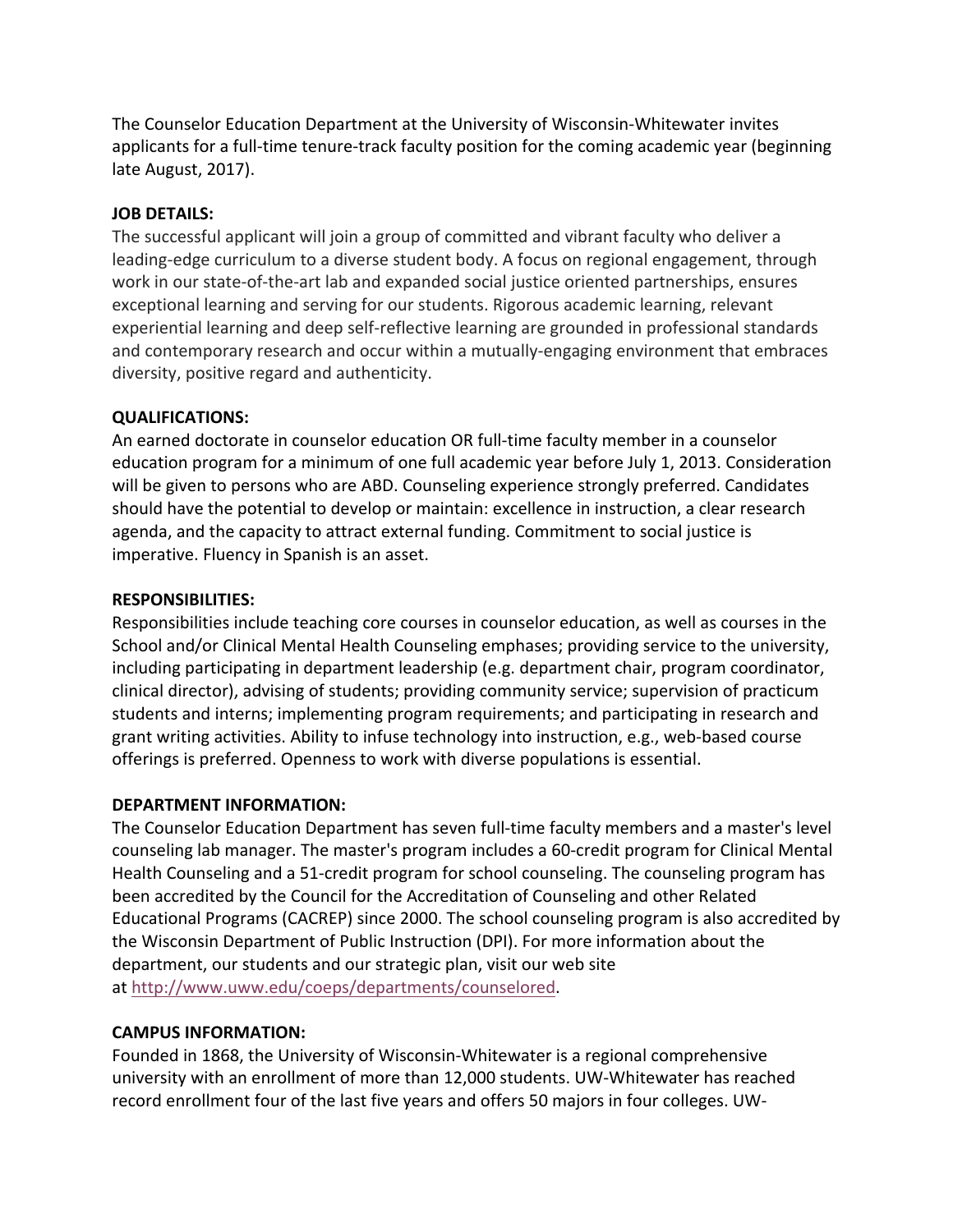The Counselor Education Department at the University of Wisconsin-Whitewater invites applicants for a full-time tenure-track faculty position for the coming academic year (beginning late August, 2017).

**JOB DETAILS:**

The successful applicant will join a group of committed and vibrant faculty who deliver a leading-edge curriculum to a diverse student body. A focus on regional engagement, through work in our state-of-the-art lab and expanded social justice oriented partnerships, ensures exceptional learning and serving for our students. Rigorous academic learning, relevant experiential learning and deep self-reflective learning are grounded in professional standards and contemporary research and occur within a mutually-engaging environment that embraces diversity, positive regard and authenticity.

**QUALIFICATIONS:**

An earned doctorate in counselor education OR full-time faculty member in a counselor education program for a minimum of one full academic year before July 1, 2013. Consideration will be given to persons who are ABD. Counseling experience strongly preferred. Candidates should have the potential to develop or maintain: excellence in instruction, a clear research agenda, and the capacity to attract external funding. Commitment to social justice is imperative. Fluency in Spanish is an asset.

**RESPONSIBILITIES:**

Responsibilities include teaching core courses in counselor education, as well as courses in the School and/or Clinical Mental Health Counseling emphases; providing service to the university, including participating in department leadership (e.g. department chair, program coordinator, clinical director), advising of students; providing community service; supervision of practicum students and interns; implementing program requirements; and participating in research and grant writing activities. Ability to infuse technology into instruction, e.g., web-based course offerings is preferred. Openness to work with diverse populations is essential.

**DEPARTMENT INFORMATION:**

The Counselor Education Department has seven full-time faculty members and a master's level counseling lab manager. The master's program includes a 60-credit program for Clinical Mental Health Counseling and a 51-credit program for school counseling. The counseling program has been accredited by the Council for the Accreditation of Counseling and other Related Educational Programs (CACREP) since 2000. The school counseling program is also accredited by the Wisconsin Department of Public Instruction (DPI). For more information about the department, our students and our strategic plan, visit our web site at http://www.uww.edu/coeps/departments/counselored.

**CAMPUS INFORMATION:**

Founded in 1868, the University of Wisconsin-Whitewater is a regional comprehensive university with an enrollment of more than 12,000 students. UW-Whitewater has reached record enrollment four of the last five years and offers 50 majors in four colleges. UW-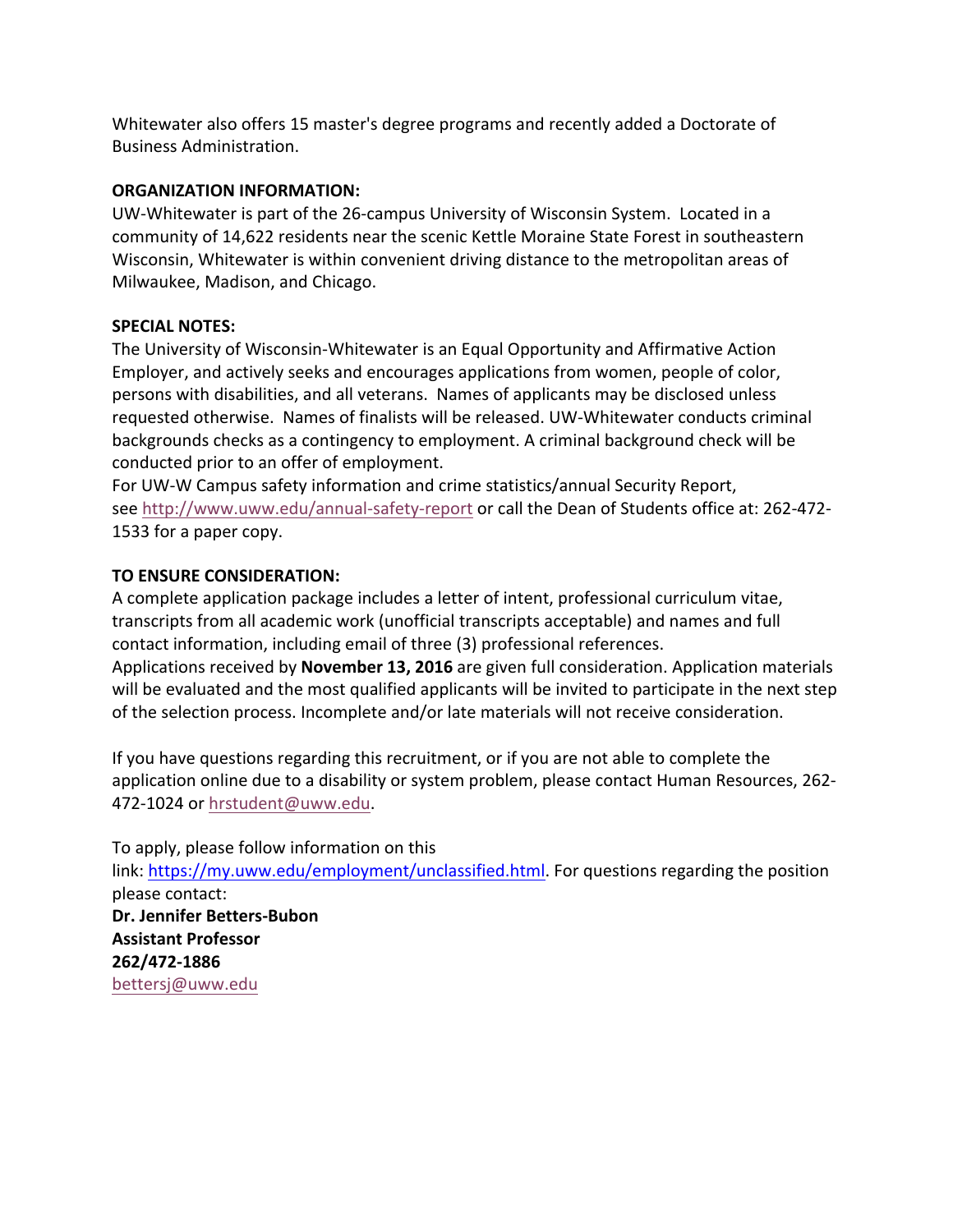Whitewater also offers 15 master's degree programs and recently added a Doctorate of Business Administration.

**ORGANIZATION INFORMATION:**

UW-Whitewater is part of the 26-campus University of Wisconsin System. Located in a community of 14,622 residents near the scenic Kettle Moraine State Forest in southeastern Wisconsin, Whitewater is within convenient driving distance to the metropolitan areas of Milwaukee, Madison, and Chicago.

**SPECIAL NOTES:**

The University of Wisconsin-Whitewater is an Equal Opportunity and Affirmative Action Employer, and actively seeks and encourages applications from women, people of color, persons with disabilities, and all veterans. Names of applicants may be disclosed unless requested otherwise. Names of finalists will be released. UW-Whitewater conducts criminal backgrounds checks as a contingency to employment. A criminal background check will be conducted prior to an offer of employment.

For UW-W Campus safety information and crime statistics/annual Security Report, see http://www.uww.edu/annual-safety-report or call the Dean of Students office at: 262-472-1533 for a paper copy.

**TO ENSURE CONSIDERATION:**

A complete application package includes a letter of intent, professional curriculum vitae, transcripts from all academic work (unofficial transcripts acceptable) and names and full contact information, including email of three (3) professional references.

Applications received by **November 13, 2016** are given full consideration. Application materials will be evaluated and the most qualified applicants will be invited to participate in the next step of the selection process. Incomplete and/or late materials will not receive consideration.

If you have questions regarding this recruitment, or if you are not able to complete the application online due to a disability or system problem, please contact Human Resources, 262-472-1024 or hrstudent@uww.edu.

To apply, please follow information on this link: https://my.uww.edu/employment/unclassified.html. For questions regarding the position please contact:

**Dr. Jennifer Betters-Bubon**
**Assistant Professor**
**262/472-1886**
bettersj@uww.edu